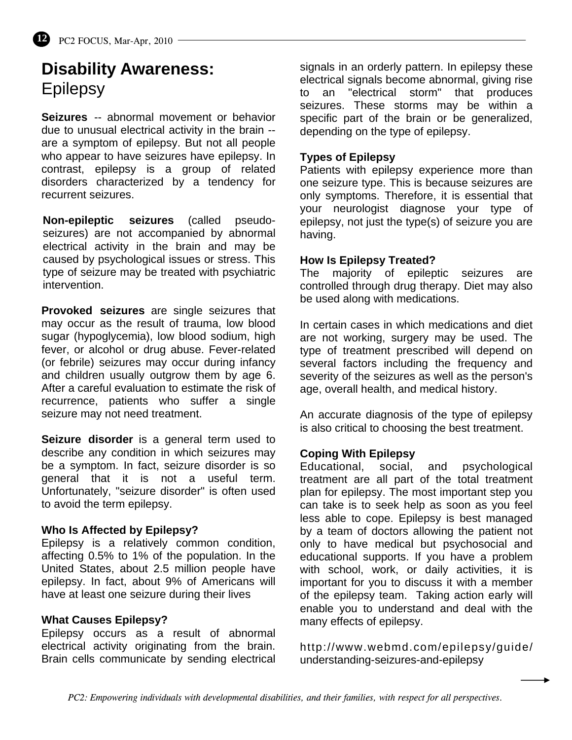# **Disability Awareness:** Epilepsy

**Seizures** -- abnormal movement or behavior due to unusual electrical activity in the brain -- are a symptom of epilepsy. But not all people who appear to have seizures have epilepsy. In contrast, epilepsy is a group of related disorders characterized by a tendency for recurrent seizures.

**Non-epileptic seizures** (called pseudo-seizures) are not accompanied by abnormal electrical activity in the brain and may be caused by psychological issues or stress. This type of seizure may be treated with psychiatric intervention.

**Provoked seizures** are single seizures that may occur as the result of trauma, low blood sugar (hypoglycemia), low blood sodium, high fever, or alcohol or drug abuse. Fever-related (or febrile) seizures may occur during infancy and children usually outgrow them by age 6. After a careful evaluation to estimate the risk of recurrence, patients who suffer a single seizure may not need treatment.

**Seizure disorder** is a general term used to describe any condition in which seizures may be a symptom. In fact, seizure disorder is so general that it is not a useful term. Unfortunately, "seizure disorder" is often used to avoid the term epilepsy.

### Who Is Affected by Epilepsy?

Epilepsy is a relatively common condition, affecting 0.5% to 1% of the population. In the United States, about 2.5 million people have epilepsy. In fact, about 9% of Americans will have at least one seizure during their lives

### What Causes Epilepsy?

Epilepsy occurs as a result of abnormal electrical activity originating from the brain. Brain cells communicate by sending electrical signals in an orderly pattern. In epilepsy these electrical signals become abnormal, giving rise to an "electrical storm" that produces seizures. These storms may be within a specific part of the brain or be generalized, depending on the type of epilepsy.

### Types of Epilepsy

Patients with epilepsy experience more than one seizure type. This is because seizures are only symptoms. Therefore, it is essential that your neurologist diagnose your type of epilepsy, not just the type(s) of seizure you are having.

### How Is Epilepsy Treated?

The majority of epileptic seizures are controlled through drug therapy. Diet may also be used along with medications.

In certain cases in which medications and diet are not working, surgery may be used. The type of treatment prescribed will depend on several factors including the frequency and severity of the seizures as well as the person's age, overall health, and medical history.

An accurate diagnosis of the type of epilepsy is also critical to choosing the best treatment.

### Coping With Epilepsy

Educational, social, and psychological treatment are all part of the total treatment plan for epilepsy. The most important step you can take is to seek help as soon as you feel less able to cope. Epilepsy is best managed by a team of doctors allowing the patient not only to have medical but psychosocial and educational supports. If you have a problem with school, work, or daily activities, it is important for you to discuss it with a member of the epilepsy team. Taking action early will enable you to understand and deal with the many effects of epilepsy.

http://www.webmd.com/epilepsy/guide/understanding-seizures-and-epilepsy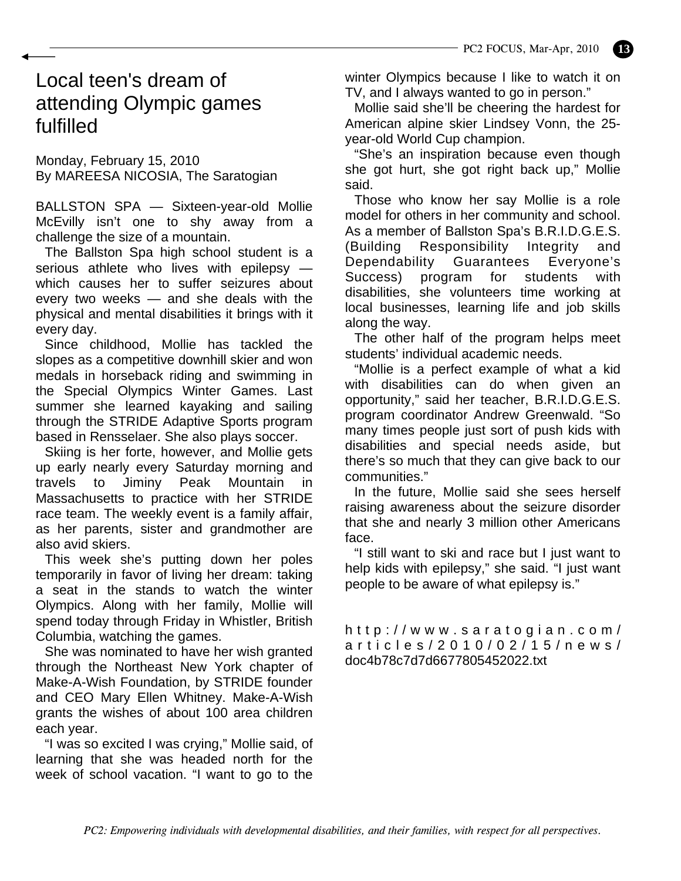# Local teen's dream of attending Olympic games fulfilled

Monday, February 15, 2010
By MAREESA NICOSIA, The Saratogian

BALLSTON SPA — Sixteen-year-old Mollie McEvilly isn't one to shy away from a challenge the size of a mountain.

The Ballston Spa high school student is a serious athlete who lives with epilepsy — which causes her to suffer seizures about every two weeks — and she deals with the physical and mental disabilities it brings with it every day.

Since childhood, Mollie has tackled the slopes as a competitive downhill skier and won medals in horseback riding and swimming in the Special Olympics Winter Games. Last summer she learned kayaking and sailing through the STRIDE Adaptive Sports program based in Rensselaer. She also plays soccer.

Skiing is her forte, however, and Mollie gets up early nearly every Saturday morning and travels to Jiminy Peak Mountain in Massachusetts to practice with her STRIDE race team. The weekly event is a family affair, as her parents, sister and grandmother are also avid skiers.

This week she's putting down her poles temporarily in favor of living her dream: taking a seat in the stands to watch the winter Olympics. Along with her family, Mollie will spend today through Friday in Whistler, British Columbia, watching the games.

She was nominated to have her wish granted through the Northeast New York chapter of Make-A-Wish Foundation, by STRIDE founder and CEO Mary Ellen Whitney. Make-A-Wish grants the wishes of about 100 area children each year.

"I was so excited I was crying," Mollie said, of learning that she was headed north for the week of school vacation. "I want to go to the winter Olympics because I like to watch it on TV, and I always wanted to go in person."

Mollie said she'll be cheering the hardest for American alpine skier Lindsey Vonn, the 25-year-old World Cup champion.

"She's an inspiration because even though she got hurt, she got right back up," Mollie said.

Those who know her say Mollie is a role model for others in her community and school. As a member of Ballston Spa's B.R.I.D.G.E.S. (Building Responsibility Integrity and Dependability Guarantees Everyone's Success) program for students with disabilities, she volunteers time working at local businesses, learning life and job skills along the way.

The other half of the program helps meet students' individual academic needs.

"Mollie is a perfect example of what a kid with disabilities can do when given an opportunity," said her teacher, B.R.I.D.G.E.S. program coordinator Andrew Greenwald. "So many times people just sort of push kids with disabilities and special needs aside, but there's so much that they can give back to our communities."

In the future, Mollie said she sees herself raising awareness about the seizure disorder that she and nearly 3 million other Americans face.

"I still want to ski and race but I just want to help kids with epilepsy," she said. "I just want people to be aware of what epilepsy is."

http://www.saratogian.com/articles/2010/02/15/news/doc4b78c7d7d6677805452022.txt

*PC2: Empowering individuals with developmental disabilities, and their families, with respect for all perspectives.*